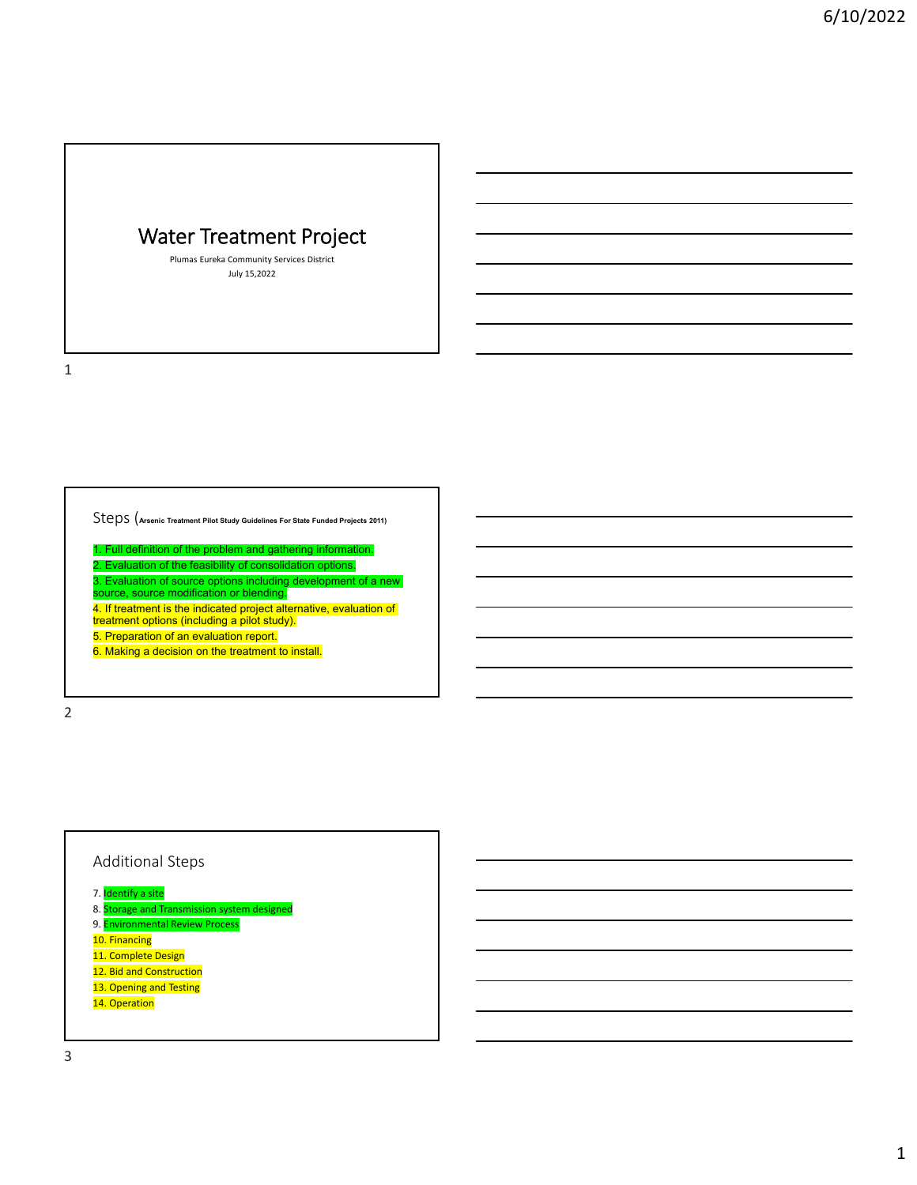# Water Treatment Project

Plumas Eureka Community Services District

July 15,2022

## Steps (Arsenic Treatment Pilot Study Guidelines For State Funded Projects 2011)

1. Full definition of the problem and gathering information.
2. Evaluation of the feasibility of consolidation options.
3. Evaluation of source options including development of a new source, source modification or blending.
4. If treatment is the indicated project alternative, evaluation of treatment options (including a pilot study).
5. Preparation of an evaluation report.
6. Making a decision on the treatment to install.

## Additional Steps

7. Identify a site
8. Storage and Transmission system designed
9. Environmental Review Process
10. Financing
11. Complete Design
12. Bid and Construction
13. Opening and Testing
14. Operation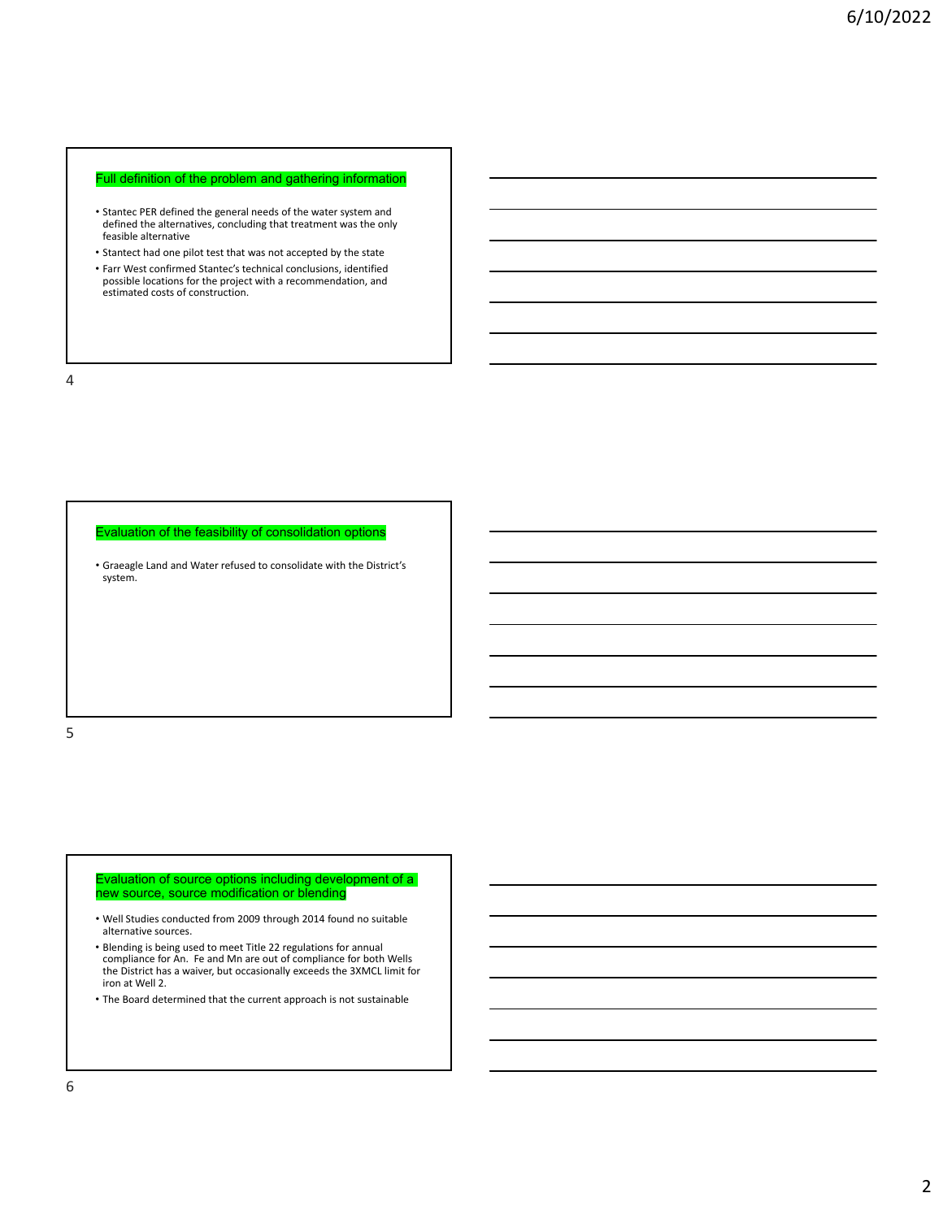## Full definition of the problem and gathering information

- Stantec PER defined the general needs of the water system and defined the alternatives, concluding that treatment was the only feasible alternative
- Stantect had one pilot test that was not accepted by the state
- Farr West confirmed Stantec's technical conclusions, identified possible locations for the project with a recommendation, and estimated costs of construction.

## Evaluation of the feasibility of consolidation options

- Graeagle Land and Water refused to consolidate with the District's system.

## Evaluation of source options including development of a new source, source modification or blending

- Well Studies conducted from 2009 through 2014 found no suitable alternative sources.
- Blending is being used to meet Title 22 regulations for annual compliance for An. Fe and Mn are out of compliance for both Wells the District has a waiver, but occasionally exceeds the 3XMCL limit for iron at Well 2.
- The Board determined that the current approach is not sustainable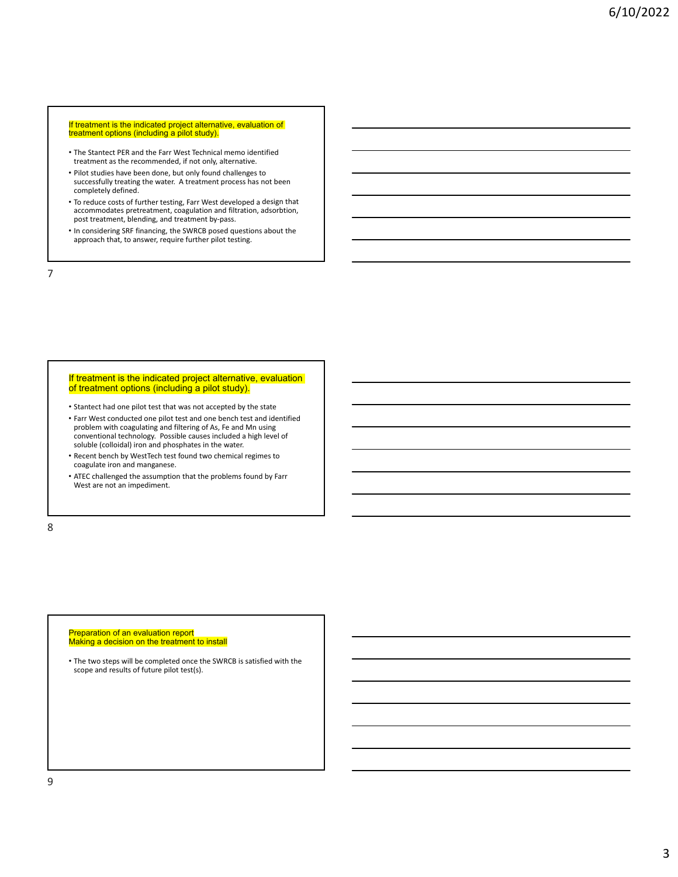## If treatment is the indicated project alternative, evaluation of treatment options (including a pilot study).

- The Stantect PER and the Farr West Technical memo identified treatment as the recommended, if not only, alternative.
- Pilot studies have been done, but only found challenges to successfully treating the water. A treatment process has not been completely defined.
- To reduce costs of further testing, Farr West developed a design that accommodates pretreatment, coagulation and filtration, adsorbtion, post treatment, blending, and treatment by-pass.
- In considering SRF financing, the SWRCB posed questions about the approach that, to answer, require further pilot testing.

## If treatment is the indicated project alternative, evaluation of treatment options (including a pilot study).

- Stantect had one pilot test that was not accepted by the state
- Farr West conducted one pilot test and one bench test and identified problem with coagulating and filtering of As, Fe and Mn using conventional technology. Possible causes included a high level of soluble (colloidal) iron and phosphates in the water.
- Recent bench by WestTech test found two chemical regimes to coagulate iron and manganese.
- ATEC challenged the assumption that the problems found by Farr West are not an impediment.

## Preparation of an evaluation report
## Making a decision on the treatment to install

- The two steps will be completed once the SWRCB is satisfied with the scope and results of future pilot test(s).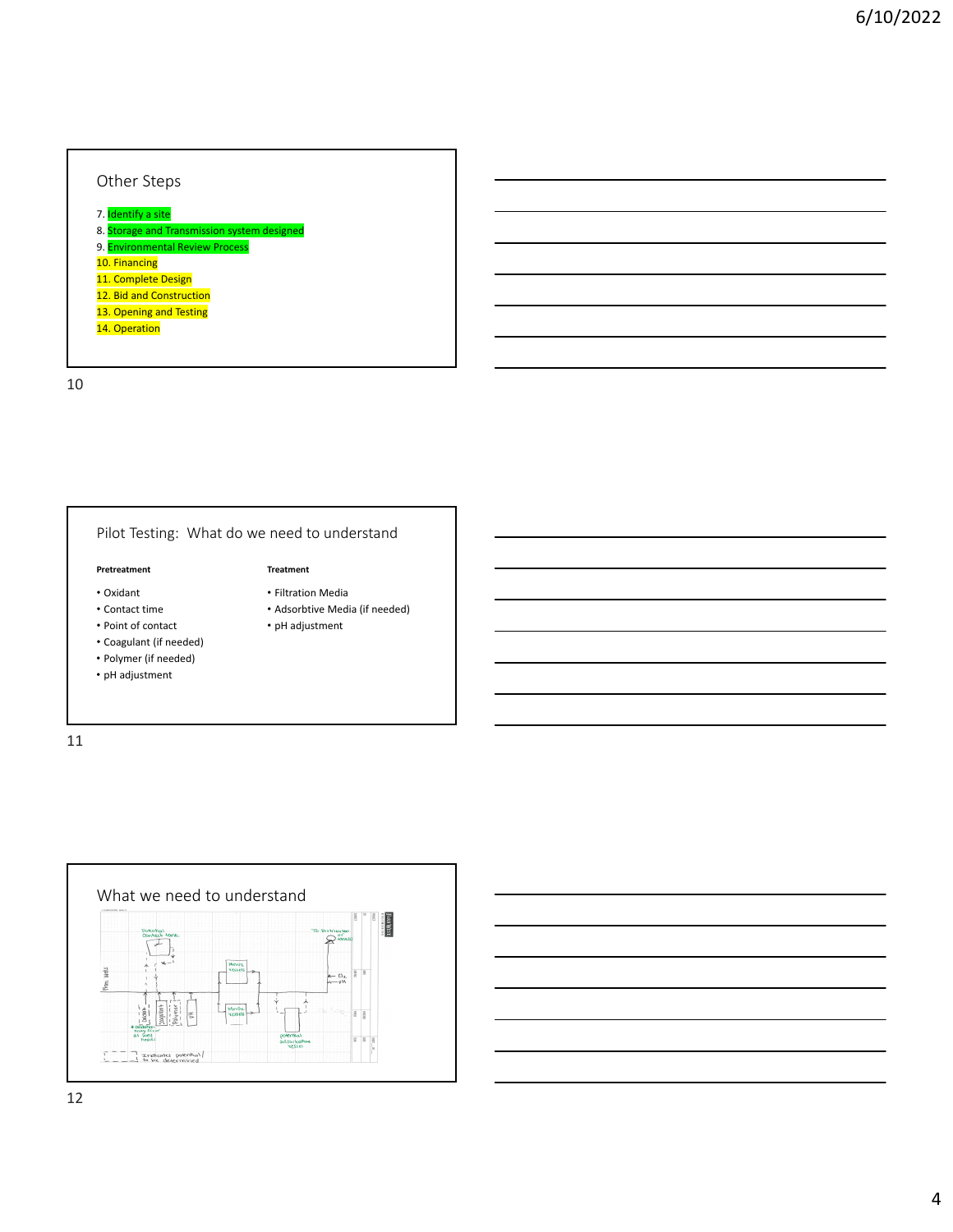## Other Steps

7. Identify a site
8. Storage and Transmission system designed
9. Environmental Review Process
10. Financing
11. Complete Design
12. Bid and Construction
13. Opening and Testing
14. Operation

## Pilot Testing: What do we need to understand

**Pretreatment**

- Oxidant
- Contact time
- Point of contact
- Coagulant (if needed)
- Polymer (if needed)
- pH adjustment

**Treatment**

- Filtration Media
- Adsorbtive Media (if needed)
- pH adjustment

## What we need to understand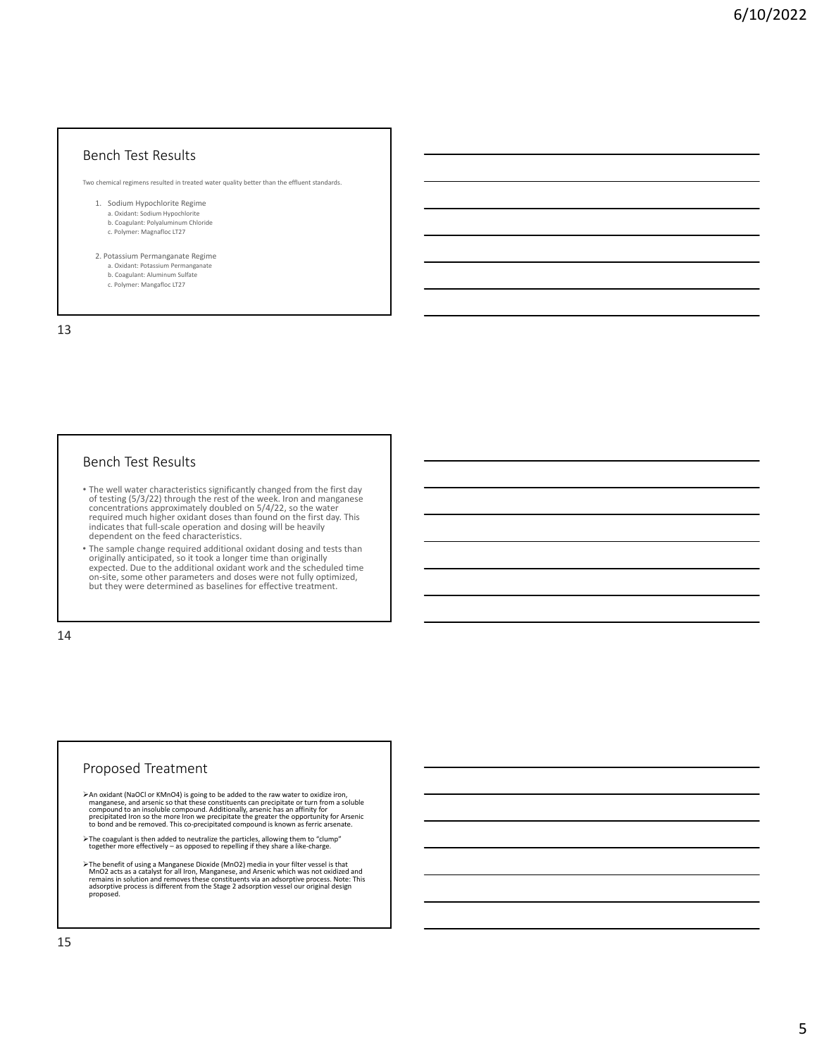## Bench Test Results

Two chemical regimens resulted in treated water quality better than the effluent standards.

1. Sodium Hypochlorite Regime
   a. Oxidant: Sodium Hypochlorite
   b. Coagulant: Polyaluminum Chloride
   c. Polymer: Magnafloc LT27

2. Potassium Permanganate Regime
   a. Oxidant: Potassium Permanganate
   b. Coagulant: Aluminum Sulfate
   c. Polymer: Mangafloc LT27

## Bench Test Results

- The well water characteristics significantly changed from the first day of testing (5/3/22) through the rest of the week. Iron and manganese concentrations approximately doubled on 5/4/22, so the water required much higher oxidant doses than found on the first day. This indicates that full-scale operation and dosing will be heavily dependent on the feed characteristics.
- The sample change required additional oxidant dosing and tests than originally anticipated, so it took a longer time than originally expected. Due to the additional oxidant work and the scheduled time on-site, some other parameters and doses were not fully optimized, but they were determined as baselines for effective treatment.

## Proposed Treatment

- An oxidant ($NaOCl$ or $KMnO_4$) is going to be added to the raw water to oxidize iron, manganese, and arsenic so that these constituents can precipitate or turn from a soluble compound to an insoluble compound. Additionally, arsenic has an affinity for precipitated Iron so the more Iron we precipitate the greater the opportunity for Arsenic to bond and be removed. This co-precipitated compound is known as ferric arsenate.
- The coagulant is then added to neutralize the particles, allowing them to "clump" together more effectively – as opposed to repelling if they share a like-charge.
- The benefit of using a Manganese Dioxide ($MnO_2$) media in your filter vessel is that $MnO_2$ acts as a catalyst for all Iron, Manganese, and Arsenic which was not oxidized and remains in solution and removes these constituents via an adsorptive process. Note: This adsorptive process is different from the Stage 2 adsorption vessel our original design proposed.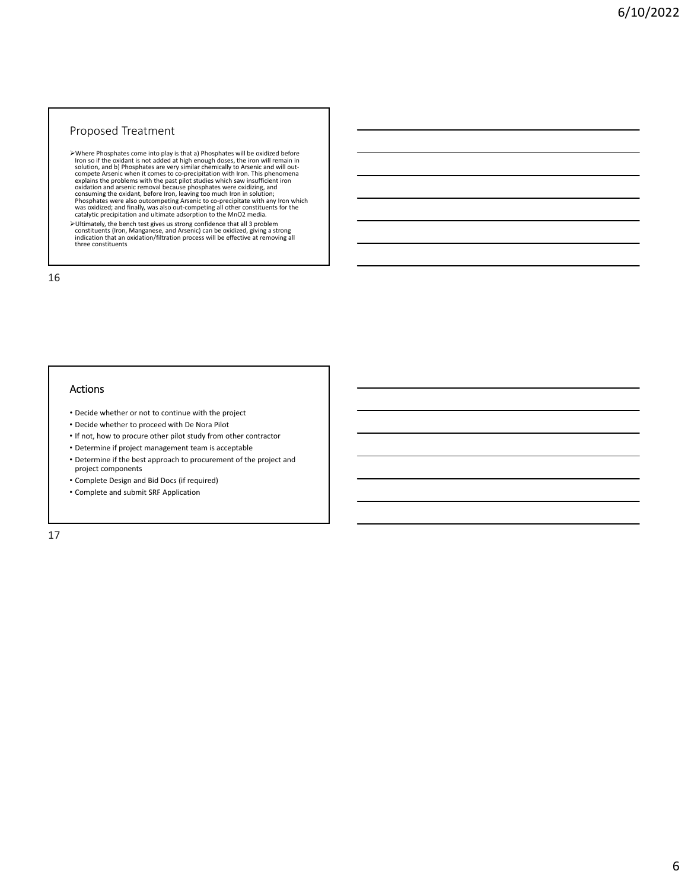## Proposed Treatment

- Where Phosphates come into play is that a) Phosphates will be oxidized before Iron so if the oxidant is not added at high enough doses, the iron will remain in solution, and b) Phosphates are very similar chemically to Arsenic and will out-compete Arsenic when it comes to co-precipitation with Iron. This phenomena explains the problems with the past pilot studies which saw insufficient iron oxidation and arsenic removal because phosphates were oxidizing, and consuming the oxidant, before Iron, leaving too much Iron in solution; Phosphates were also outcompeting Arsenic to co-precipitate with any Iron which was oxidized; and finally, was also out-competing all other constituents for the catalytic precipitation and ultimate adsorption to the $MnO_2$ media.
- Ultimately, the bench test gives us strong confidence that all 3 problem constituents (Iron, Manganese, and Arsenic) can be oxidized, giving a strong indication that an oxidation/filtration process will be effective at removing all three constituents

## Actions

- Decide whether or not to continue with the project
- Decide whether to proceed with De Nora Pilot
- If not, how to procure other pilot study from other contractor
- Determine if project management team is acceptable
- Determine if the best approach to procurement of the project and project components
- Complete Design and Bid Docs (if required)
- Complete and submit SRF Application